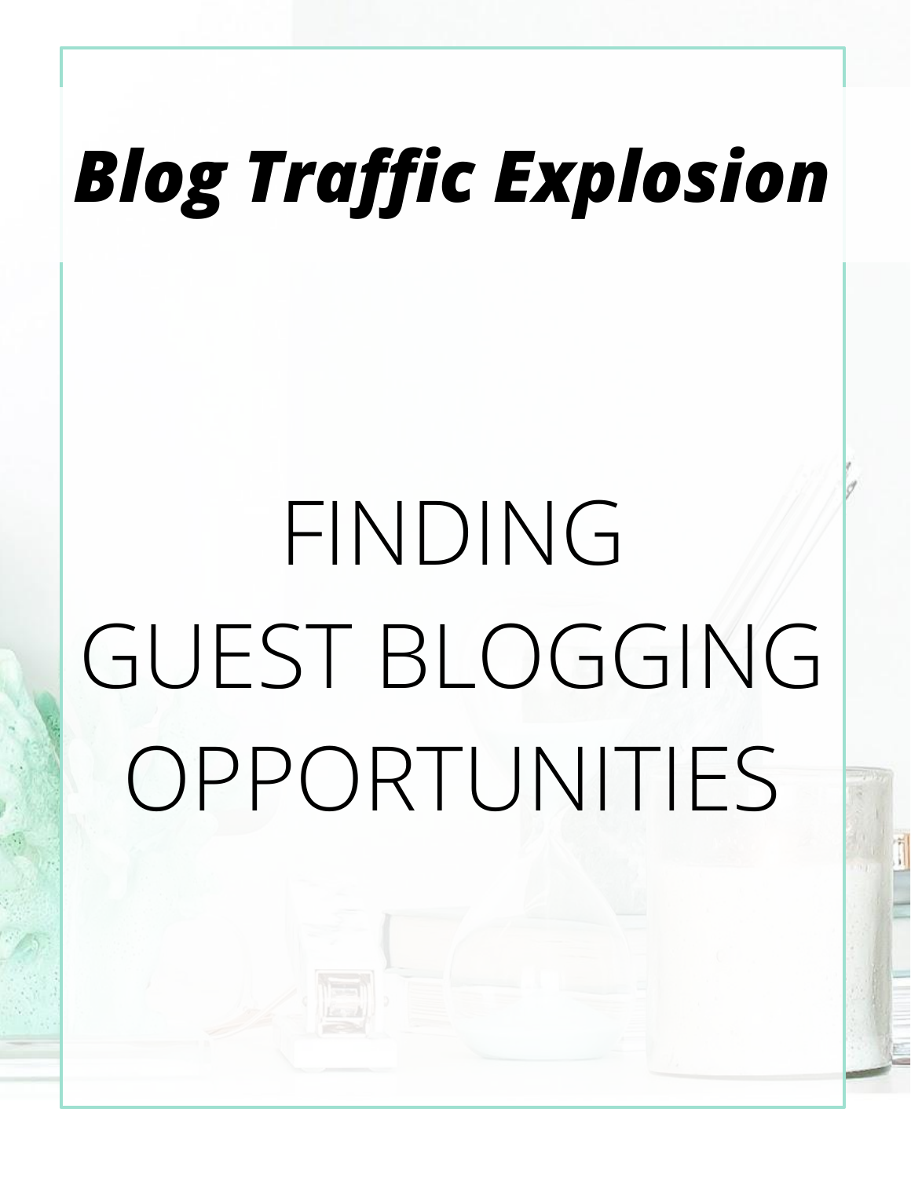***Blog Traffic Explosion***

# FINDING GUEST BLOGGING OPPORTUNITIES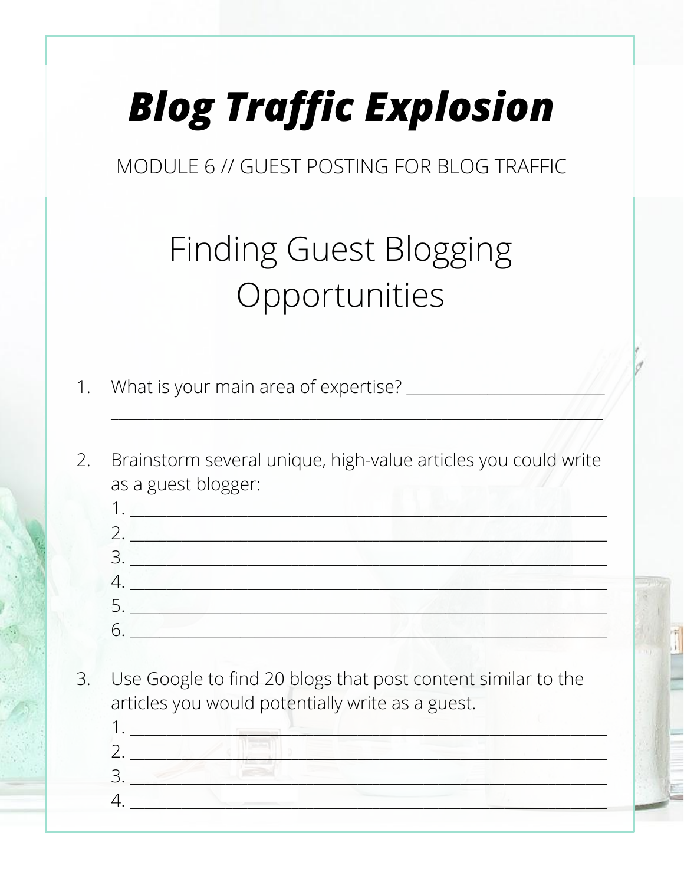# ***Blog Traffic Explosion***

MODULE 6 // GUEST POSTING FOR BLOG TRAFFIC

## Finding Guest Blogging Opportunities

1. What is your main area of expertise? ________________________
   ________________________________________________________________

2. Brainstorm several unique, high-value articles you could write as a guest blogger:
   1. ____________________________________________________________
   2. ____________________________________________________________
   3. ____________________________________________________________
   4. ____________________________________________________________
   5. ____________________________________________________________
   6. ____________________________________________________________

3. Use Google to find 20 blogs that post content similar to the articles you would potentially write as a guest.
   1. ____________________________________________________________
   2. ____________________________________________________________
   3. ____________________________________________________________
   4. ____________________________________________________________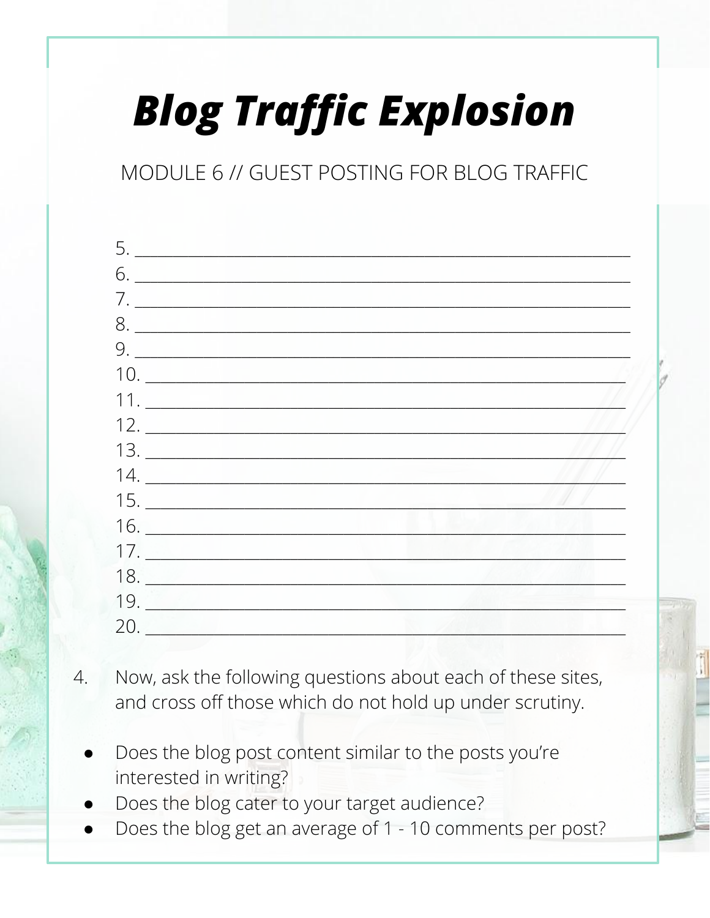# ***Blog Traffic Explosion***

MODULE 6 // GUEST POSTING FOR BLOG TRAFFIC

5. ______________________________________________
6. ______________________________________________
7. ______________________________________________
8. ______________________________________________
9. ______________________________________________
10. ______________________________________________
11. ______________________________________________
12. ______________________________________________
13. ______________________________________________
14. ______________________________________________
15. ______________________________________________
16. ______________________________________________
17. ______________________________________________
18. ______________________________________________
19. ______________________________________________
20. ______________________________________________

4. Now, ask the following questions about each of these sites, and cross off those which do not hold up under scrutiny.

- Does the blog post content similar to the posts you're interested in writing?
- Does the blog cater to your target audience?
- Does the blog get an average of 1 - 10 comments per post?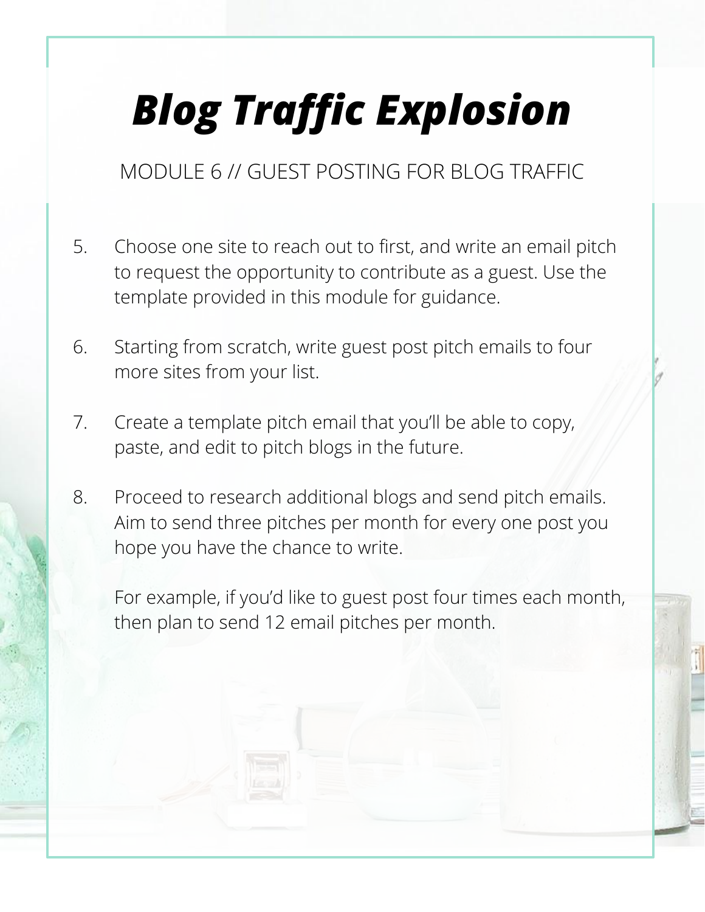# ***Blog Traffic Explosion***

MODULE 6 // GUEST POSTING FOR BLOG TRAFFIC

5. Choose one site to reach out to first, and write an email pitch to request the opportunity to contribute as a guest. Use the template provided in this module for guidance.

6. Starting from scratch, write guest post pitch emails to four more sites from your list.

7. Create a template pitch email that you'll be able to copy, paste, and edit to pitch blogs in the future.

8. Proceed to research additional blogs and send pitch emails. Aim to send three pitches per month for every one post you hope you have the chance to write.

   For example, if you'd like to guest post four times each month, then plan to send 12 email pitches per month.